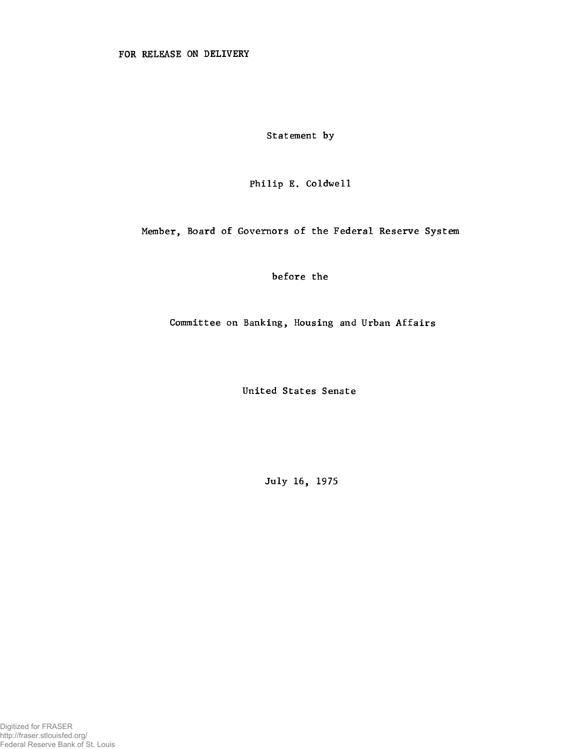FOR RELEASE ON DELIVERY

Statement by

Philip E. Coldwell

Member, Board of Governors of the Federal Reserve System

before the

Committee on Banking, Housing and Urban Affairs

United States Senate

July 16, 1975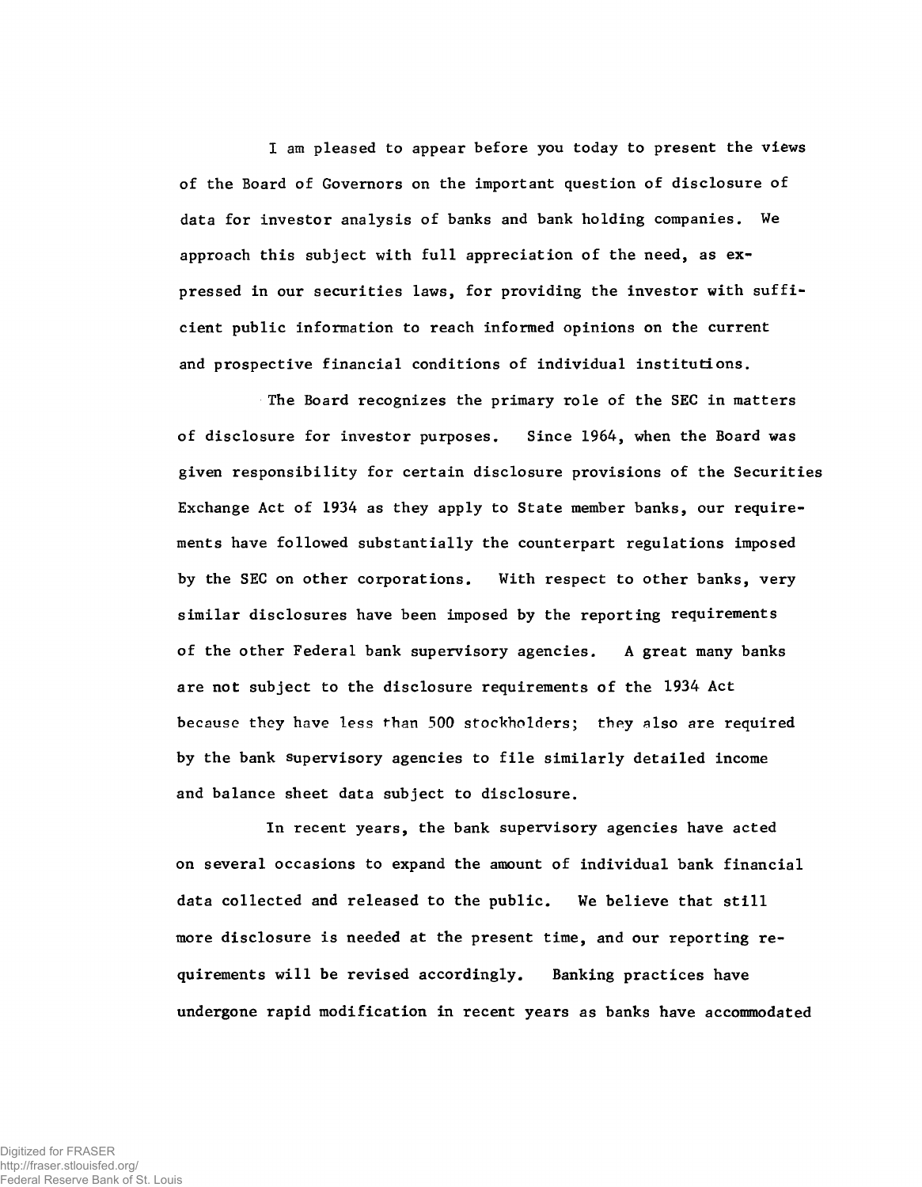I am pleased to appear before you today to present the views of the Board of Governors on the important question of disclosure of data for investor analysis of banks and bank holding companies. We approach this subject with full appreciation of the need, as expressed in our securities laws, for providing the investor with sufficient public information to reach informed opinions on the current and prospective financial conditions of individual institutions.

The Board recognizes the primary role of the SEC in matters of disclosure for investor purposes. Since 1964, when the Board was given responsibility for certain disclosure provisions of the Securities Exchange Act of 1934 as they apply to State member banks, our requirements have followed substantially the counterpart regulations imposed by the SEC on other corporations. With respect to other banks, very similar disclosures have been imposed by the reporting requirements of the other Federal bank supervisory agencies. A great many banks are not subject to the disclosure requirements of the 1934 Act because they have less than 500 stockholders; they also are required by the bank supervisory agencies to file similarly detailed income and balance sheet data subject to disclosure.

In recent years, the bank supervisory agencies have acted on several occasions to expand the amount of individual bank financial data collected and released to the public. We believe that still more disclosure is needed at the present time, and our reporting requirements will be revised accordingly. Banking practices have undergone rapid modification in recent years as banks have accommodated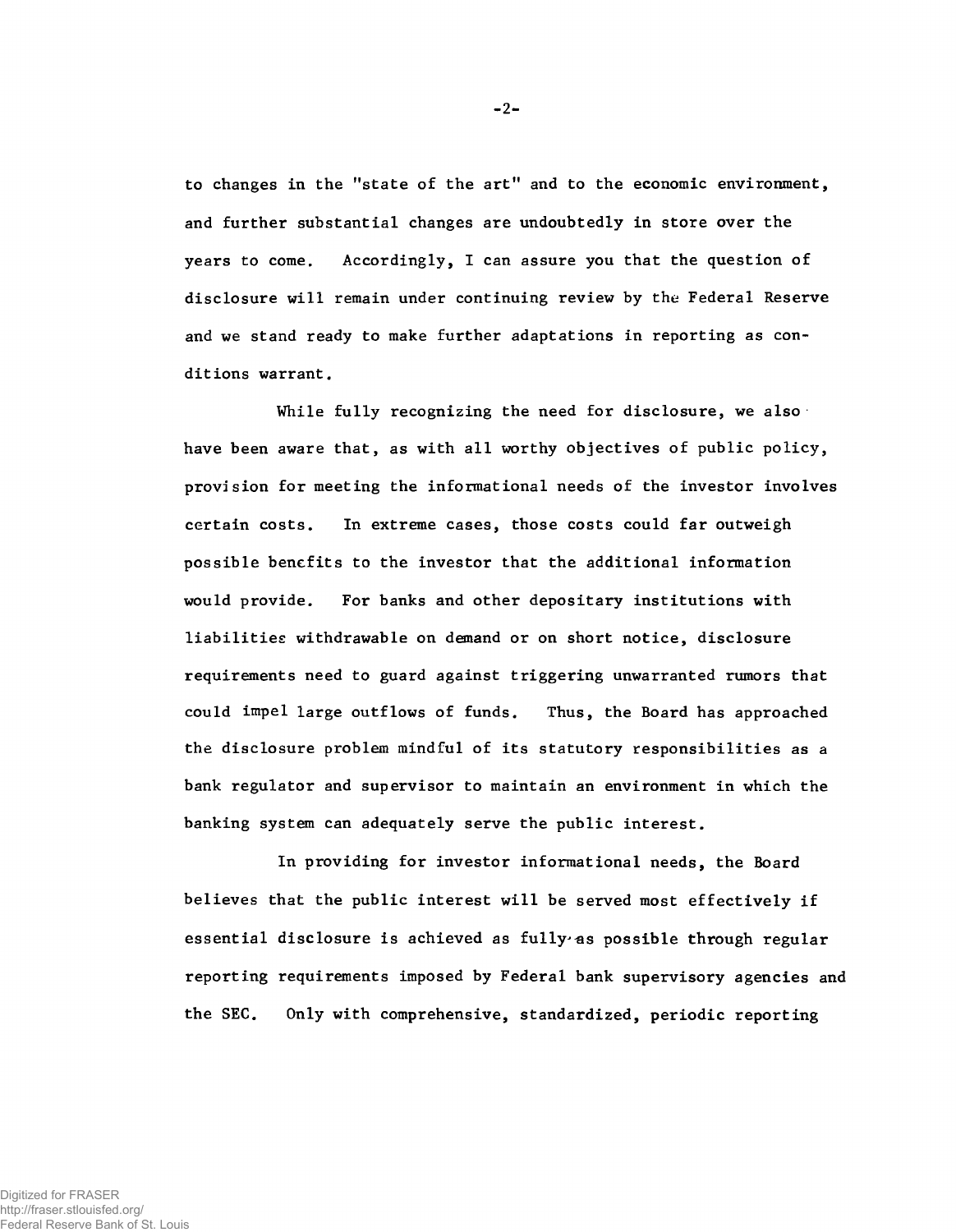to changes in the "state of the art" and to the economic environment, and further substantial changes are undoubtedly in store over the years to come. Accordingly, I can assure you that the question of disclosure will remain under continuing review by the Federal Reserve and we stand ready to make further adaptations in reporting as conditions warrant.

While fully recognizing the need for disclosure, we also have been aware that, as with all worthy objectives of public policy, provision for meeting the informational needs of the investor involves certain costs. In extreme cases, those costs could far outweigh possible benefits to the investor that the additional information would provide. For banks and other depositary institutions with liabilities withdrawable on demand or on short notice, disclosure requirements need to guard against triggering unwarranted rumors that could impel large outflows of funds. Thus, the Board has approached the disclosure problem mindful of its statutory responsibilities as a bank regulator and supervisor to maintain an environment in which the banking system can adequately serve the public interest.

In providing for investor informational needs, the Board believes that the public interest will be served most effectively if essential disclosure is achieved as fully as possible through regular reporting requirements imposed by Federal bank supervisory agencies and the SEC. Only with comprehensive, standardized, periodic reporting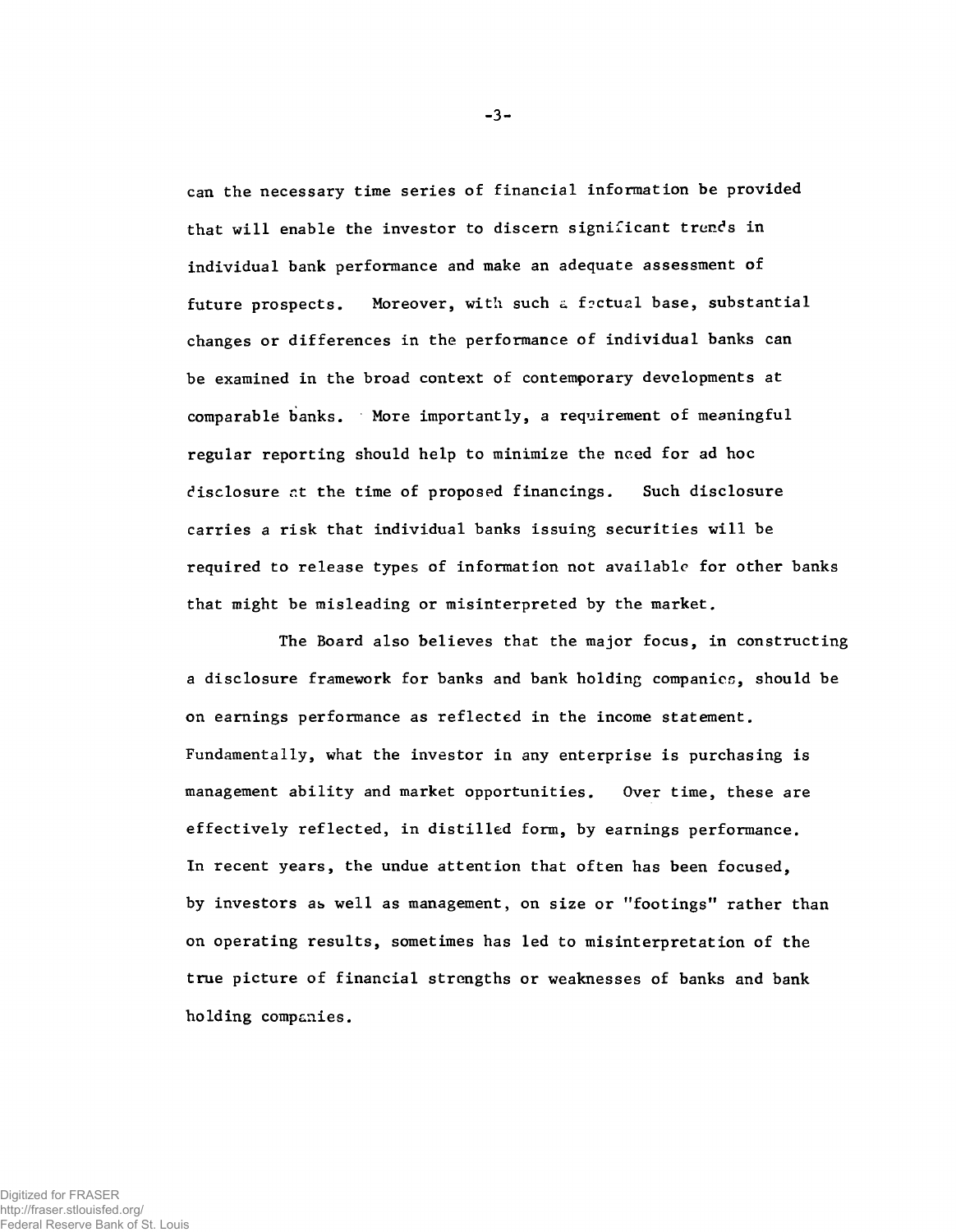can the necessary time series of financial information be provided that will enable the investor to discern significant trends in individual bank performance and make an adequate assessment of future prospects. Moreover, with such a factual base, substantial changes or differences in the performance of individual banks can be examined in the broad context of contemporary developments at comparable banks. More importantly, a requirement of meaningful regular reporting should help to minimize the need for ad hoc disclosure at the time of proposed financings. Such disclosure carries a risk that individual banks issuing securities will be required to release types of information not available for other banks that might be misleading or misinterpreted by the market.

The Board also believes that the major focus, in constructing a disclosure framework for banks and bank holding companies, should be on earnings performance as reflected in the income statement. Fundamentally, what the investor in any enterprise is purchasing is management ability and market opportunities. Over time, these are effectively reflected, in distilled form, by earnings performance. In recent years, the undue attention that often has been focused, by investors as well as management, on size or "footings" rather than on operating results, sometimes has led to misinterpretation of the true picture of financial strengths or weaknesses of banks and bank holding companies.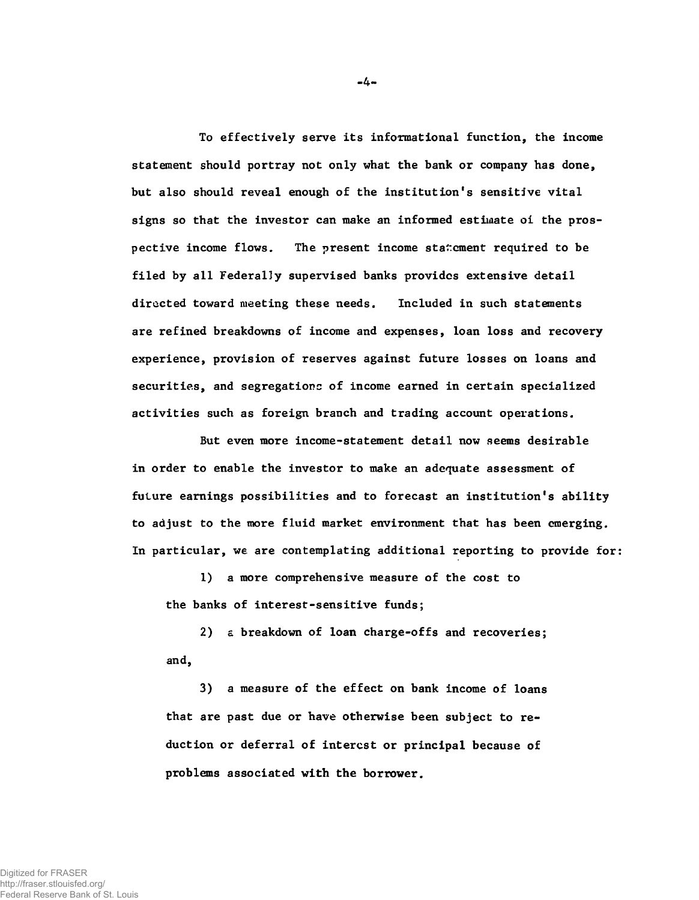To effectively serve its informational function, the income statement should portray not only what the bank or company has done, but also should reveal enough of the institution's sensitive vital signs so that the investor can make an informed estimate of the prospective income flows. The present income statement required to be filed by all Federally supervised banks provides extensive detail directed toward meeting these needs. Included in such statements are refined breakdowns of income and expenses, loan loss and recovery experience, provision of reserves against future losses on loans and securities, and segregations of income earned in certain specialized activities such as foreign branch and trading account operations.

But even more income-statement detail now seems desirable in order to enable the investor to make an adequate assessment of future earnings possibilities and to forecast an institution's ability to adjust to the more fluid market environment that has been emerging. In particular, we are contemplating additional reporting to provide for:

1) a more comprehensive measure of the cost to the banks of interest-sensitive funds;

2) a breakdown of loan charge-offs and recoveries; and,

3) a measure of the effect on bank income of loans that are past due or have otherwise been subject to reduction or deferral of interest or principal because of problems associated with the borrower.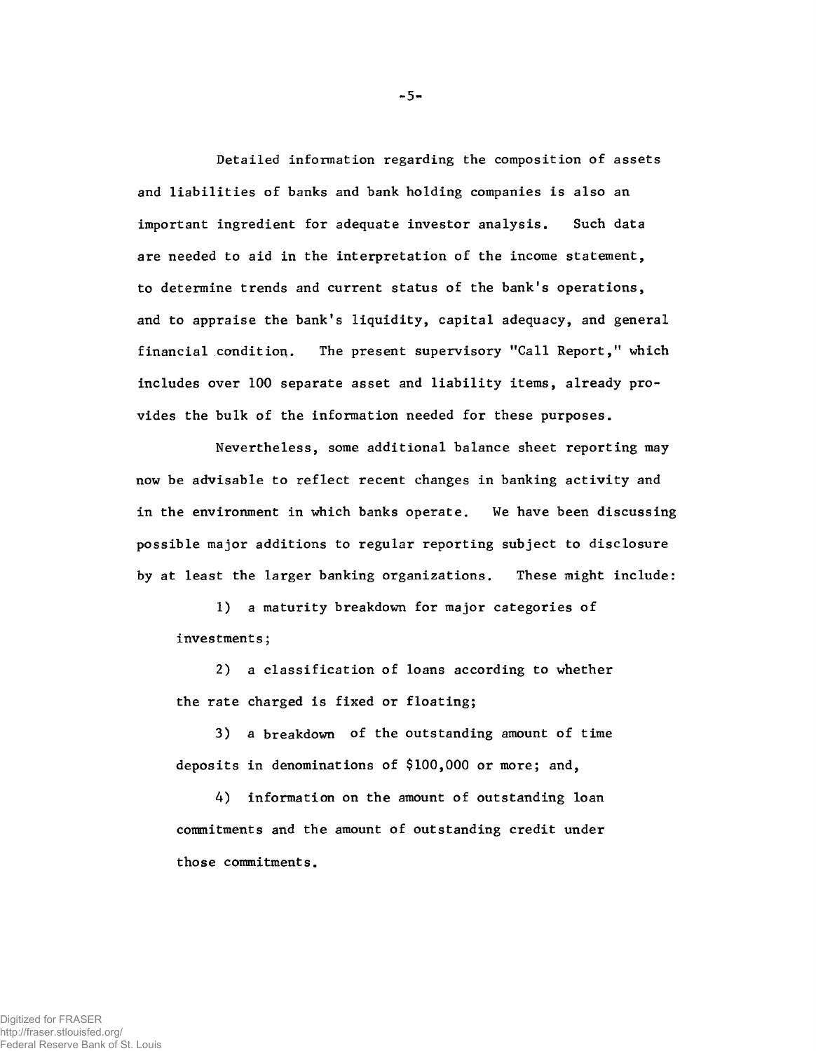Detailed information regarding the composition of assets and liabilities of banks and bank holding companies is also an important ingredient for adequate investor analysis. Such data are needed to aid in the interpretation of the income statement, to determine trends and current status of the bank's operations, and to appraise the bank's liquidity, capital adequacy, and general financial condition. The present supervisory "Call Report," which includes over 100 separate asset and liability items, already provides the bulk of the information needed for these purposes.

Nevertheless, some additional balance sheet reporting may now be advisable to reflect recent changes in banking activity and in the environment in which banks operate. We have been discussing possible major additions to regular reporting subject to disclosure by at least the larger banking organizations. These might include:

1) a maturity breakdown for major categories of investments;

2) a classification of loans according to whether the rate charged is fixed or floating;

3) a breakdown of the outstanding amount of time deposits in denominations of $100,000 or more; and,

4) information on the amount of outstanding loan commitments and the amount of outstanding credit under those commitments.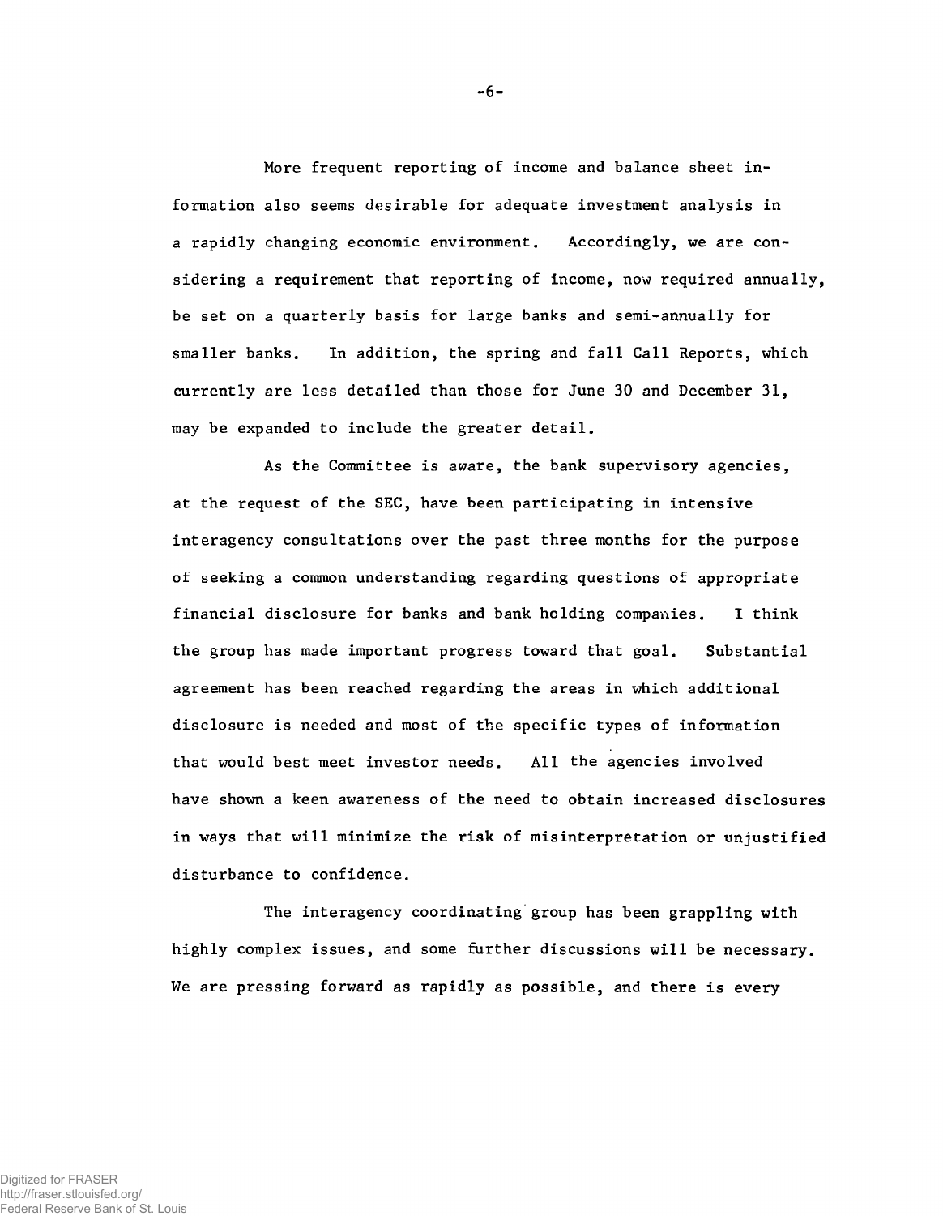More frequent reporting of income and balance sheet information also seems desirable for adequate investment analysis in a rapidly changing economic environment. Accordingly, we are considering a requirement that reporting of income, now required annually, be set on a quarterly basis for large banks and semi-annually for smaller banks. In addition, the spring and fall Call Reports, which currently are less detailed than those for June 30 and December 31, may be expanded to include the greater detail.

As the Committee is aware, the bank supervisory agencies, at the request of the SEC, have been participating in intensive interagency consultations over the past three months for the purpose of seeking a common understanding regarding questions of appropriate financial disclosure for banks and bank holding companies. I think the group has made important progress toward that goal. Substantial agreement has been reached regarding the areas in which additional disclosure is needed and most of the specific types of information that would best meet investor needs. All the agencies involved have shown a keen awareness of the need to obtain increased disclosures in ways that will minimize the risk of misinterpretation or unjustified disturbance to confidence.

The interagency coordinating group has been grappling with highly complex issues, and some further discussions will be necessary. We are pressing forward as rapidly as possible, and there is every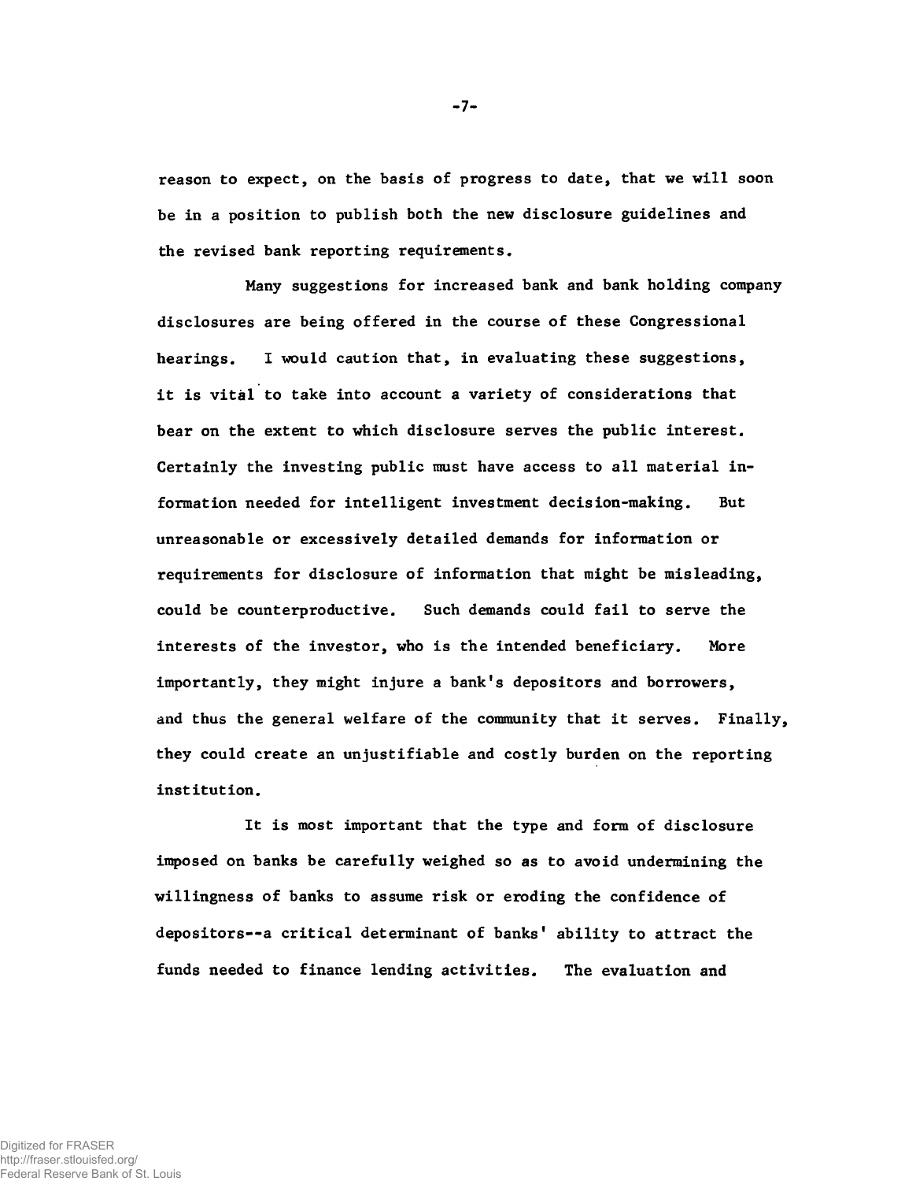reason to expect, on the basis of progress to date, that we will soon be in a position to publish both the new disclosure guidelines and the revised bank reporting requirements.

Many suggestions for increased bank and bank holding company disclosures are being offered in the course of these Congressional hearings. I would caution that, in evaluating these suggestions, it is vital to take into account a variety of considerations that bear on the extent to which disclosure serves the public interest. Certainly the investing public must have access to all material information needed for intelligent investment decision-making. But unreasonable or excessively detailed demands for information or requirements for disclosure of information that might be misleading, could be counterproductive. Such demands could fail to serve the interests of the investor, who is the intended beneficiary. More importantly, they might injure a bank's depositors and borrowers, and thus the general welfare of the community that it serves. Finally, they could create an unjustifiable and costly burden on the reporting institution.

It is most important that the type and form of disclosure imposed on banks be carefully weighed so as to avoid undermining the willingness of banks to assume risk or eroding the confidence of depositors--a critical determinant of banks' ability to attract the funds needed to finance lending activities. The evaluation and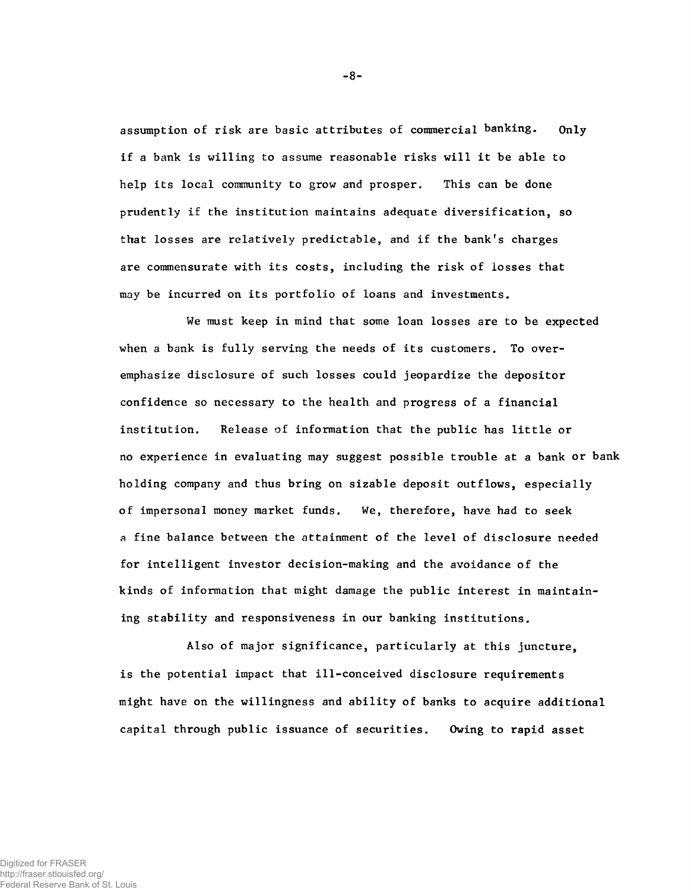assumption of risk are basic attributes of commercial banking. Only if a bank is willing to assume reasonable risks will it be able to help its local community to grow and prosper. This can be done prudently if the institution maintains adequate diversification, so that losses are relatively predictable, and if the bank's charges are commensurate with its costs, including the risk of losses that may be incurred on its portfolio of loans and investments.

We must keep in mind that some loan losses are to be expected when a bank is fully serving the needs of its customers. To overemphasize disclosure of such losses could jeopardize the depositor confidence so necessary to the health and progress of a financial institution. Release of information that the public has little or no experience in evaluating may suggest possible trouble at a bank or bank holding company and thus bring on sizable deposit outflows, especially of impersonal money market funds. We, therefore, have had to seek a fine balance between the attainment of the level of disclosure needed for intelligent investor decision-making and the avoidance of the kinds of information that might damage the public interest in maintaining stability and responsiveness in our banking institutions.

Also of major significance, particularly at this juncture, is the potential impact that ill-conceived disclosure requirements might have on the willingness and ability of banks to acquire additional capital through public issuance of securities. Owing to rapid asset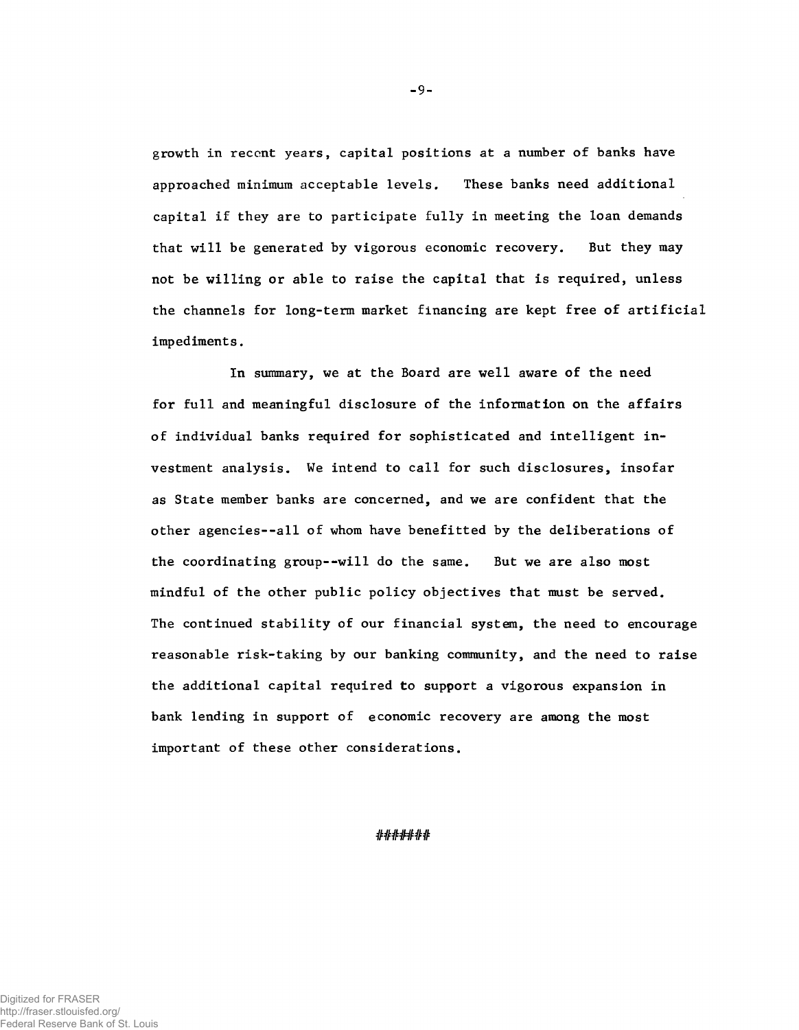growth in recent years, capital positions at a number of banks have approached minimum acceptable levels. These banks need additional capital if they are to participate fully in meeting the loan demands that will be generated by vigorous economic recovery. But they may not be willing or able to raise the capital that is required, unless the channels for long-term market financing are kept free of artificial impediments.

In summary, we at the Board are well aware of the need for full and meaningful disclosure of the information on the affairs of individual banks required for sophisticated and intelligent investment analysis. We intend to call for such disclosures, insofar as State member banks are concerned, and we are confident that the other agencies--all of whom have benefitted by the deliberations of the coordinating group--will do the same. But we are also most mindful of the other public policy objectives that must be served. The continued stability of our financial system, the need to encourage reasonable risk-taking by our banking community, and the need to raise the additional capital required to support a vigorous expansion in bank lending in support of economic recovery are among the most important of these other considerations.

#######